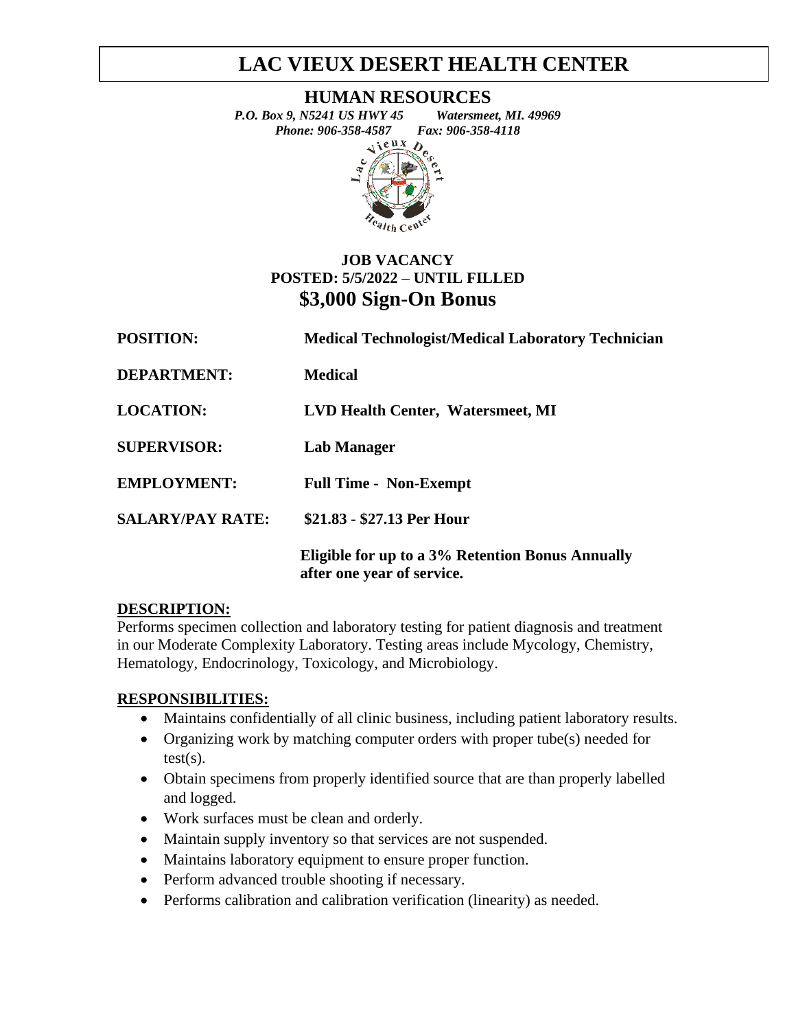# LAC VIEUX DESERT HEALTH CENTER

## HUMAN RESOURCES

*P.O. Box 9, N5241 US HWY 45    Watersmeet, MI. 49969*
*Phone: 906-358-4587    Fax: 906-358-4118*

**JOB VACANCY**
**POSTED: 5/5/2022 – UNTIL FILLED**

## $3,000 Sign-On Bonus

**POSITION:** **Medical Technologist/Medical Laboratory Technician**

**DEPARTMENT:** **Medical**

**LOCATION:** **LVD Health Center, Watersmeet, MI**

**SUPERVISOR:** **Lab Manager**

**EMPLOYMENT:** **Full Time - Non-Exempt**

**SALARY/PAY RATE:** **$21.83 - $27.13 Per Hour**

**Eligible for up to a 3% Retention Bonus Annually after one year of service.**

**DESCRIPTION:**

Performs specimen collection and laboratory testing for patient diagnosis and treatment in our Moderate Complexity Laboratory. Testing areas include Mycology, Chemistry, Hematology, Endocrinology, Toxicology, and Microbiology.

**RESPONSIBILITIES:**

- Maintains confidentially of all clinic business, including patient laboratory results.
- Organizing work by matching computer orders with proper tube(s) needed for test(s).
- Obtain specimens from properly identified source that are than properly labelled and logged.
- Work surfaces must be clean and orderly.
- Maintain supply inventory so that services are not suspended.
- Maintains laboratory equipment to ensure proper function.
- Perform advanced trouble shooting if necessary.
- Performs calibration and calibration verification (linearity) as needed.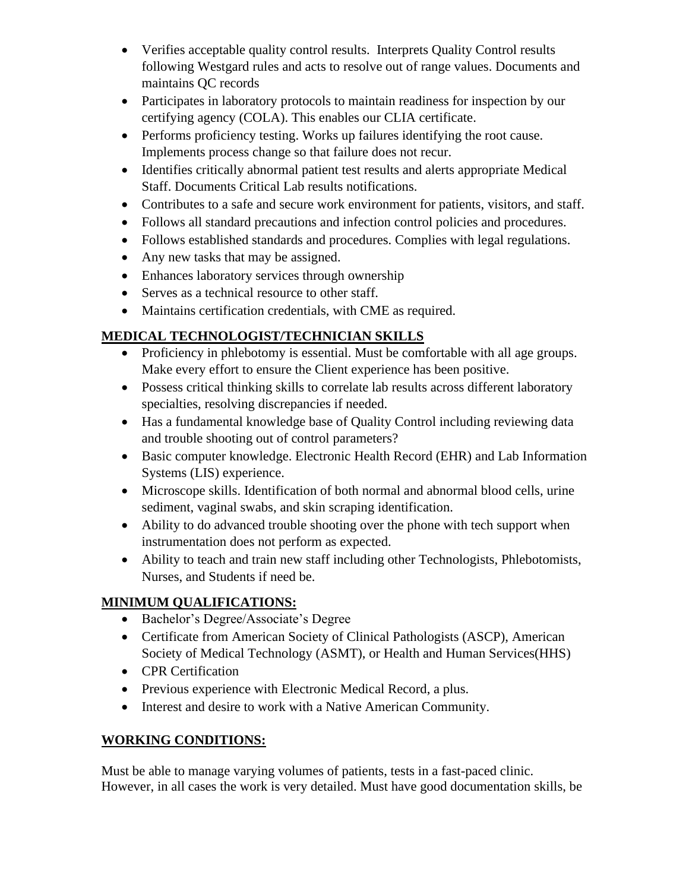- Verifies acceptable quality control results. Interprets Quality Control results following Westgard rules and acts to resolve out of range values. Documents and maintains QC records
- Participates in laboratory protocols to maintain readiness for inspection by our certifying agency (COLA). This enables our CLIA certificate.
- Performs proficiency testing. Works up failures identifying the root cause. Implements process change so that failure does not recur.
- Identifies critically abnormal patient test results and alerts appropriate Medical Staff. Documents Critical Lab results notifications.
- Contributes to a safe and secure work environment for patients, visitors, and staff.
- Follows all standard precautions and infection control policies and procedures.
- Follows established standards and procedures. Complies with legal regulations.
- Any new tasks that may be assigned.
- Enhances laboratory services through ownership
- Serves as a technical resource to other staff.
- Maintains certification credentials, with CME as required.

## MEDICAL TECHNOLOGIST/TECHNICIAN SKILLS

- Proficiency in phlebotomy is essential. Must be comfortable with all age groups. Make every effort to ensure the Client experience has been positive.
- Possess critical thinking skills to correlate lab results across different laboratory specialties, resolving discrepancies if needed.
- Has a fundamental knowledge base of Quality Control including reviewing data and trouble shooting out of control parameters?
- Basic computer knowledge. Electronic Health Record (EHR) and Lab Information Systems (LIS) experience.
- Microscope skills. Identification of both normal and abnormal blood cells, urine sediment, vaginal swabs, and skin scraping identification.
- Ability to do advanced trouble shooting over the phone with tech support when instrumentation does not perform as expected.
- Ability to teach and train new staff including other Technologists, Phlebotomists, Nurses, and Students if need be.

## MINIMUM QUALIFICATIONS:

- Bachelor's Degree/Associate's Degree
- Certificate from American Society of Clinical Pathologists (ASCP), American Society of Medical Technology (ASMT), or Health and Human Services(HHS)
- CPR Certification
- Previous experience with Electronic Medical Record, a plus.
- Interest and desire to work with a Native American Community.

## WORKING CONDITIONS:

Must be able to manage varying volumes of patients, tests in a fast-paced clinic. However, in all cases the work is very detailed. Must have good documentation skills, be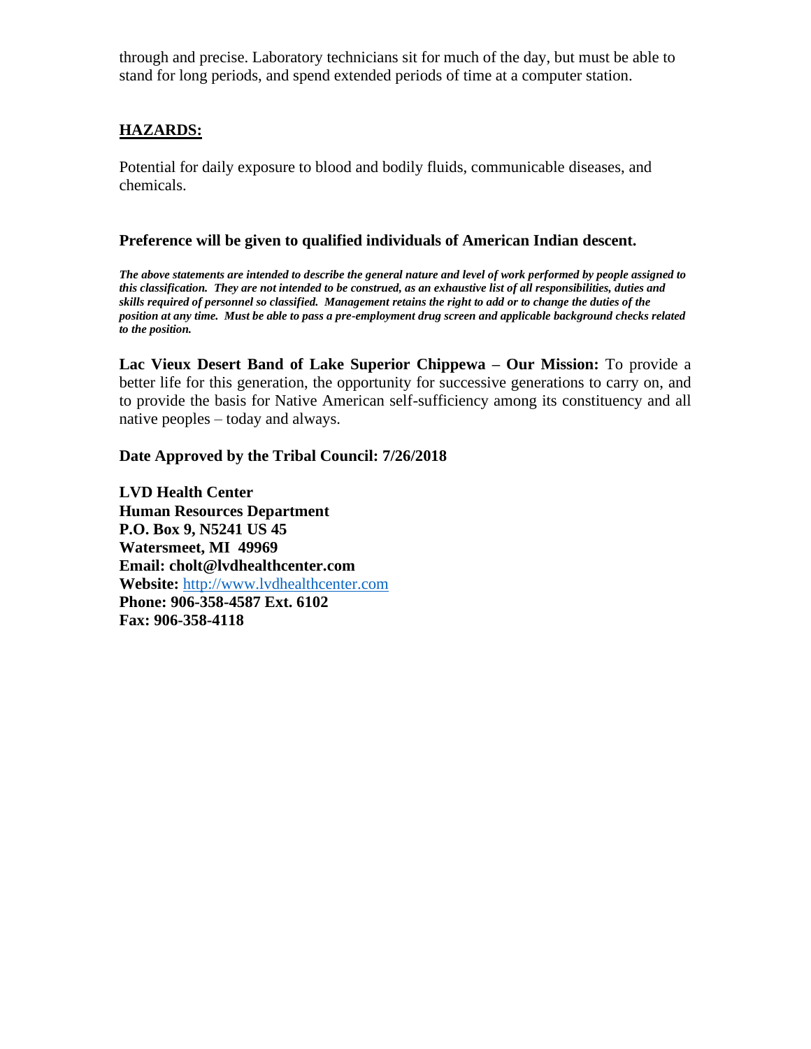through and precise. Laboratory technicians sit for much of the day, but must be able to stand for long periods, and spend extended periods of time at a computer station.

## HAZARDS:

Potential for daily exposure to blood and bodily fluids, communicable diseases, and chemicals.

**Preference will be given to qualified individuals of American Indian descent.**

***The above statements are intended to describe the general nature and level of work performed by people assigned to this classification. They are not intended to be construed, as an exhaustive list of all responsibilities, duties and skills required of personnel so classified. Management retains the right to add or to change the duties of the position at any time. Must be able to pass a pre-employment drug screen and applicable background checks related to the position.***

**Lac Vieux Desert Band of Lake Superior Chippewa – Our Mission:** To provide a better life for this generation, the opportunity for successive generations to carry on, and to provide the basis for Native American self-sufficiency among its constituency and all native peoples – today and always.

**Date Approved by the Tribal Council: 7/26/2018**

**LVD Health Center**
**Human Resources Department**
**P.O. Box 9, N5241 US 45**
**Watersmeet, MI 49969**
**Email: cholt@lvdhealthcenter.com**
**Website:** http://www.lvdhealthcenter.com
**Phone: 906-358-4587 Ext. 6102**
**Fax: 906-358-4118**